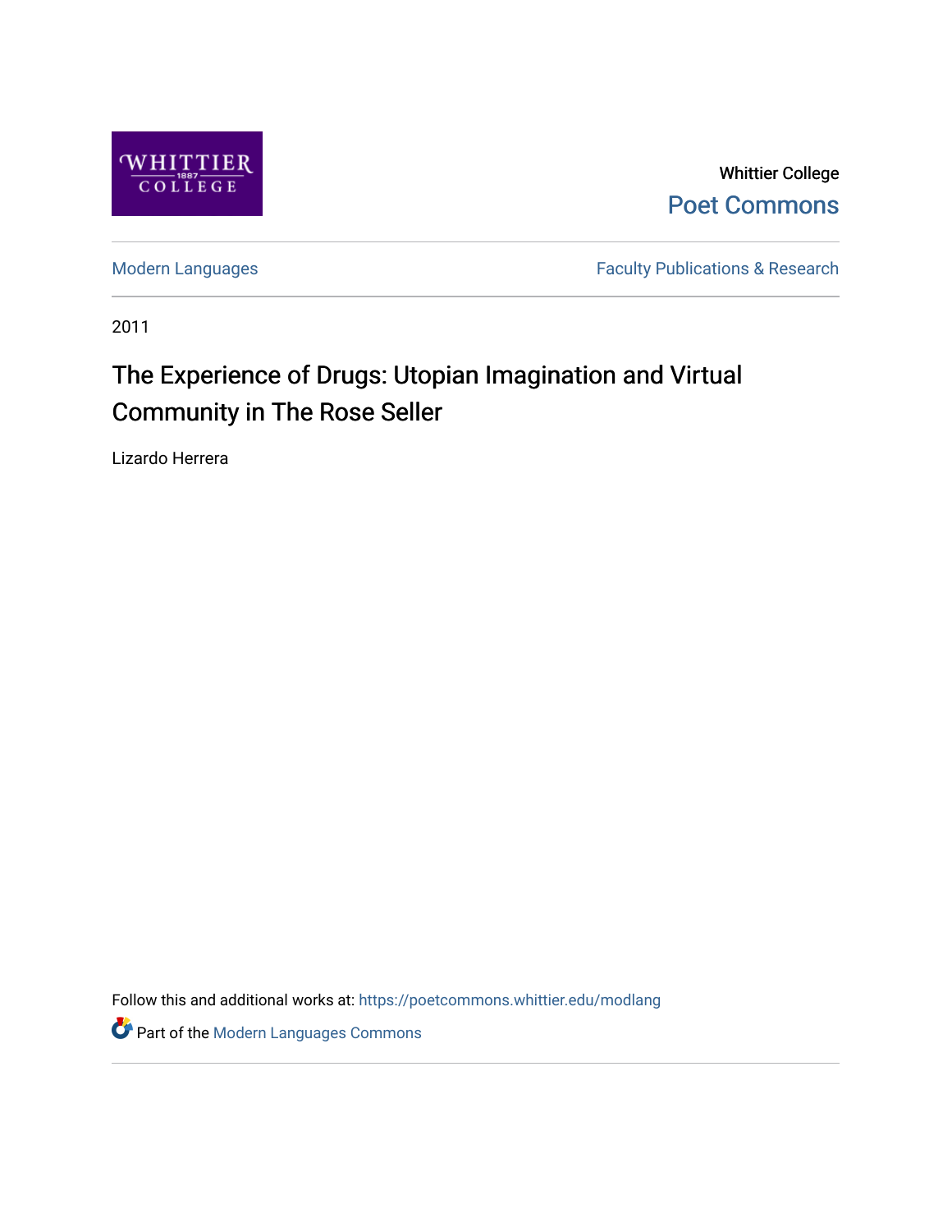Whittier College

Poet Commons

Modern Languages

Faculty Publications & Research

2011

# The Experience of Drugs: Utopian Imagination and Virtual Community in The Rose Seller

Lizardo Herrera

Follow this and additional works at: https://poetcommons.whittier.edu/modlang

Part of the Modern Languages Commons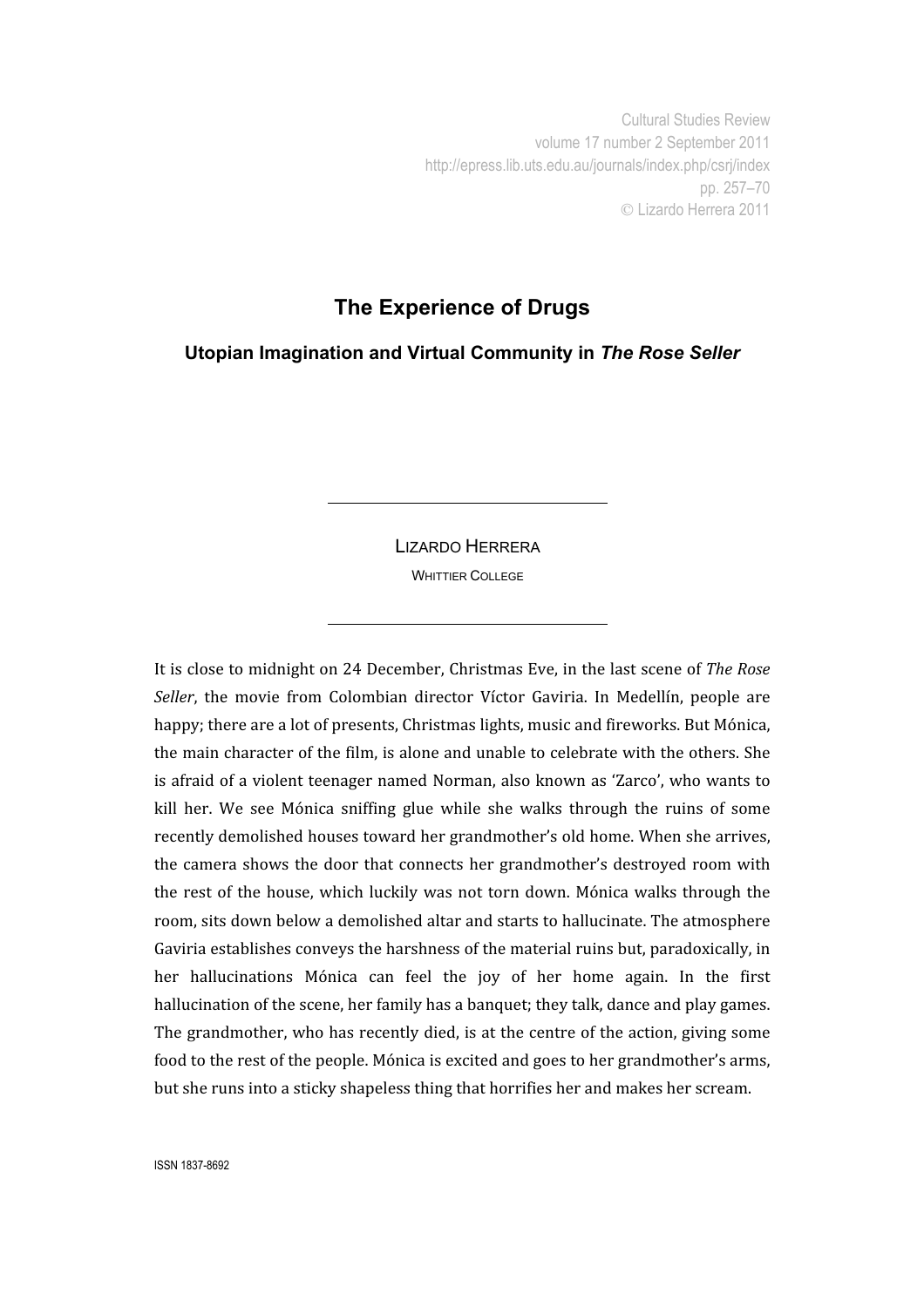# The Experience of Drugs

### Utopian Imagination and Virtual Community in *The Rose Seller*

LIZARDO HERRERA

WHITTIER COLLEGE

It is close to midnight on 24 December, Christmas Eve, in the last scene of *The Rose Seller*, the movie from Colombian director Víctor Gaviria. In Medellín, people are happy; there are a lot of presents, Christmas lights, music and fireworks. But Mónica, the main character of the film, is alone and unable to celebrate with the others. She is afraid of a violent teenager named Norman, also known as 'Zarco', who wants to kill her. We see Mónica sniffing glue while she walks through the ruins of some recently demolished houses toward her grandmother's old home. When she arrives, the camera shows the door that connects her grandmother's destroyed room with the rest of the house, which luckily was not torn down. Mónica walks through the room, sits down below a demolished altar and starts to hallucinate. The atmosphere Gaviria establishes conveys the harshness of the material ruins but, paradoxically, in her hallucinations Mónica can feel the joy of her home again. In the first hallucination of the scene, her family has a banquet; they talk, dance and play games. The grandmother, who has recently died, is at the centre of the action, giving some food to the rest of the people. Mónica is excited and goes to her grandmother's arms, but she runs into a sticky shapeless thing that horrifies her and makes her scream.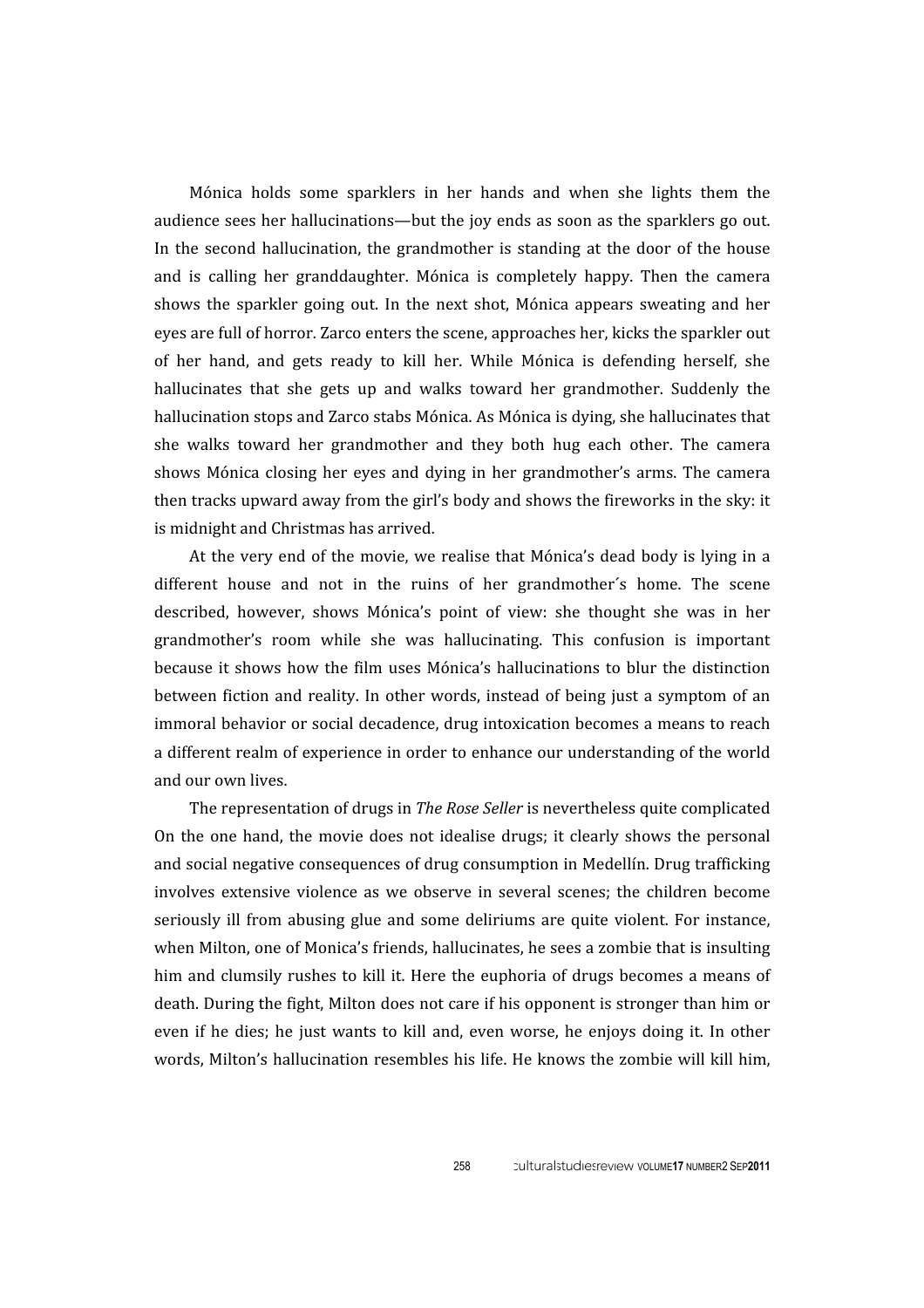Mónica holds some sparklers in her hands and when she lights them the audience sees her hallucinations—but the joy ends as soon as the sparklers go out. In the second hallucination, the grandmother is standing at the door of the house and is calling her granddaughter. Mónica is completely happy. Then the camera shows the sparkler going out. In the next shot, Mónica appears sweating and her eyes are full of horror. Zarco enters the scene, approaches her, kicks the sparkler out of her hand, and gets ready to kill her. While Mónica is defending herself, she hallucinates that she gets up and walks toward her grandmother. Suddenly the hallucination stops and Zarco stabs Mónica. As Mónica is dying, she hallucinates that she walks toward her grandmother and they both hug each other. The camera shows Mónica closing her eyes and dying in her grandmother's arms. The camera then tracks upward away from the girl's body and shows the fireworks in the sky: it is midnight and Christmas has arrived.

At the very end of the movie, we realise that Mónica's dead body is lying in a different house and not in the ruins of her grandmother´s home. The scene described, however, shows Mónica's point of view: she thought she was in her grandmother's room while she was hallucinating. This confusion is important because it shows how the film uses Mónica's hallucinations to blur the distinction between fiction and reality. In other words, instead of being just a symptom of an immoral behavior or social decadence, drug intoxication becomes a means to reach a different realm of experience in order to enhance our understanding of the world and our own lives.

The representation of drugs in *The Rose Seller* is nevertheless quite complicated On the one hand, the movie does not idealise drugs; it clearly shows the personal and social negative consequences of drug consumption in Medellín. Drug trafficking involves extensive violence as we observe in several scenes; the children become seriously ill from abusing glue and some deliriums are quite violent. For instance, when Milton, one of Monica's friends, hallucinates, he sees a zombie that is insulting him and clumsily rushes to kill it. Here the euphoria of drugs becomes a means of death. During the fight, Milton does not care if his opponent is stronger than him or even if he dies; he just wants to kill and, even worse, he enjoys doing it. In other words, Milton's hallucination resembles his life. He knows the zombie will kill him,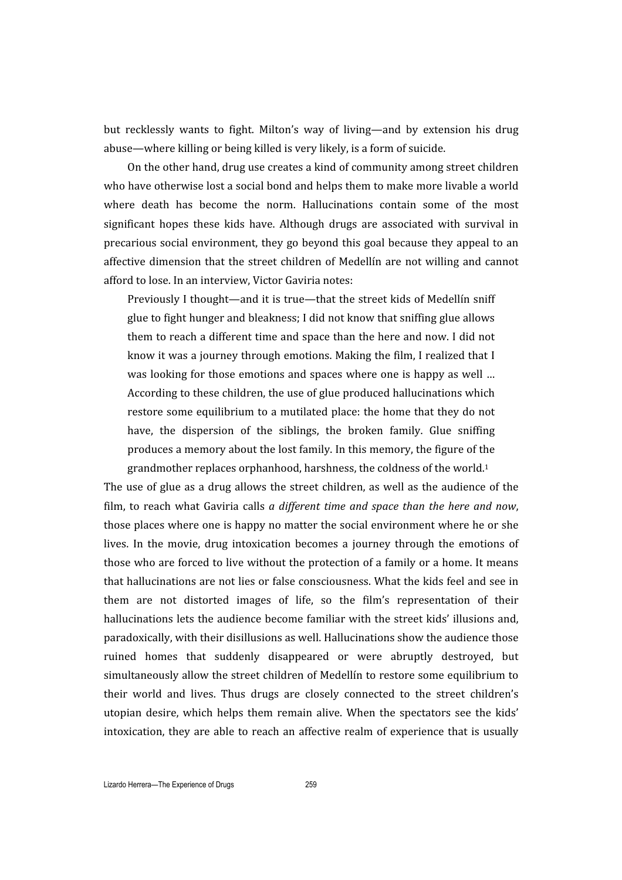but recklessly wants to fight. Milton's way of living—and by extension his drug abuse—where killing or being killed is very likely, is a form of suicide.

On the other hand, drug use creates a kind of community among street children who have otherwise lost a social bond and helps them to make more livable a world where death has become the norm. Hallucinations contain some of the most significant hopes these kids have. Although drugs are associated with survival in precarious social environment, they go beyond this goal because they appeal to an affective dimension that the street children of Medellín are not willing and cannot afford to lose. In an interview, Victor Gaviria notes:

> Previously I thought—and it is true—that the street kids of Medellín sniff glue to fight hunger and bleakness; I did not know that sniffing glue allows them to reach a different time and space than the here and now. I did not know it was a journey through emotions. Making the film, I realized that I was looking for those emotions and spaces where one is happy as well … According to these children, the use of glue produced hallucinations which restore some equilibrium to a mutilated place: the home that they do not have, the dispersion of the siblings, the broken family. Glue sniffing produces a memory about the lost family. In this memory, the figure of the grandmother replaces orphanhood, harshness, the coldness of the world.[1]

The use of glue as a drug allows the street children, as well as the audience of the film, to reach what Gaviria calls *a different time and space than the here and now*, those places where one is happy no matter the social environment where he or she lives. In the movie, drug intoxication becomes a journey through the emotions of those who are forced to live without the protection of a family or a home. It means that hallucinations are not lies or false consciousness. What the kids feel and see in them are not distorted images of life, so the film's representation of their hallucinations lets the audience become familiar with the street kids' illusions and, paradoxically, with their disillusions as well. Hallucinations show the audience those ruined homes that suddenly disappeared or were abruptly destroyed, but simultaneously allow the street children of Medellín to restore some equilibrium to their world and lives. Thus drugs are closely connected to the street children's utopian desire, which helps them remain alive. When the spectators see the kids' intoxication, they are able to reach an affective realm of experience that is usually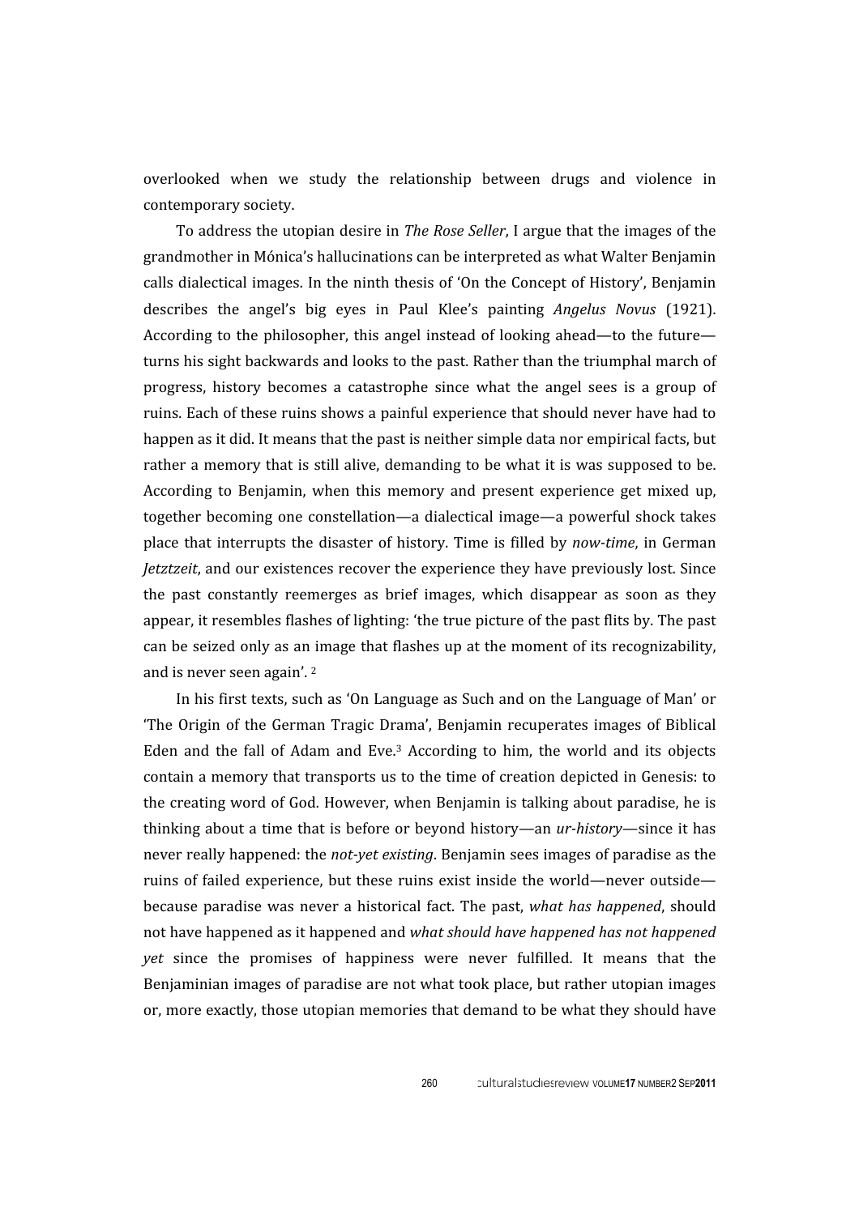overlooked when we study the relationship between drugs and violence in contemporary society.

To address the utopian desire in *The Rose Seller*, I argue that the images of the grandmother in Mónica's hallucinations can be interpreted as what Walter Benjamin calls dialectical images. In the ninth thesis of 'On the Concept of History', Benjamin describes the angel's big eyes in Paul Klee's painting *Angelus Novus* (1921). According to the philosopher, this angel instead of looking ahead—to the future—turns his sight backwards and looks to the past. Rather than the triumphal march of progress, history becomes a catastrophe since what the angel sees is a group of ruins. Each of these ruins shows a painful experience that should never have had to happen as it did. It means that the past is neither simple data nor empirical facts, but rather a memory that is still alive, demanding to be what it is was supposed to be. According to Benjamin, when this memory and present experience get mixed up, together becoming one constellation—a dialectical image—a powerful shock takes place that interrupts the disaster of history. Time is filled by *now-time*, in German *Jetztzeit*, and our existences recover the experience they have previously lost. Since the past constantly reemerges as brief images, which disappear as soon as they appear, it resembles flashes of lighting: 'the true picture of the past flits by. The past can be seized only as an image that flashes up at the moment of its recognizability, and is never seen again'. [2]

In his first texts, such as 'On Language as Such and on the Language of Man' or 'The Origin of the German Tragic Drama', Benjamin recuperates images of Biblical Eden and the fall of Adam and Eve.[3] According to him, the world and its objects contain a memory that transports us to the time of creation depicted in Genesis: to the creating word of God. However, when Benjamin is talking about paradise, he is thinking about a time that is before or beyond history—an *ur-history*—since it has never really happened: the *not-yet existing*. Benjamin sees images of paradise as the ruins of failed experience, but these ruins exist inside the world—never outside—because paradise was never a historical fact. The past, *what has happened*, should not have happened as it happened and *what should have happened has not happened yet* since the promises of happiness were never fulfilled. It means that the Benjaminian images of paradise are not what took place, but rather utopian images or, more exactly, those utopian memories that demand to be what they should have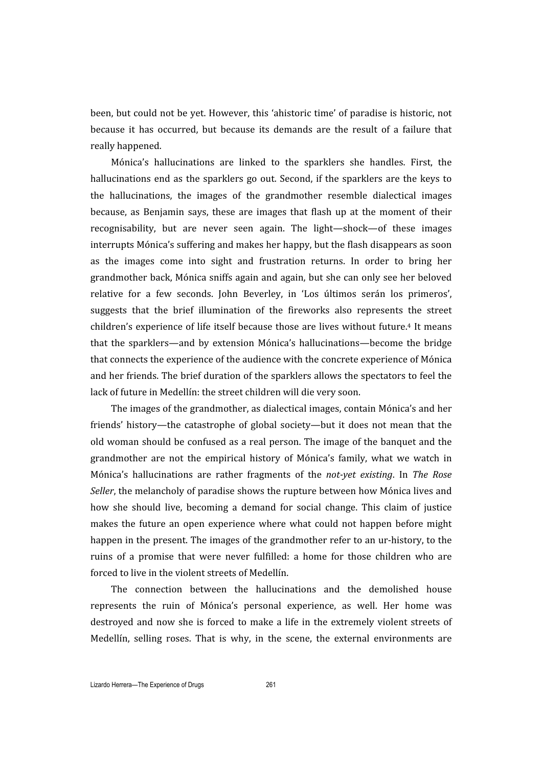been, but could not be yet. However, this 'ahistoric time' of paradise is historic, not because it has occurred, but because its demands are the result of a failure that really happened.

Mónica's hallucinations are linked to the sparklers she handles. First, the hallucinations end as the sparklers go out. Second, if the sparklers are the keys to the hallucinations, the images of the grandmother resemble dialectical images because, as Benjamin says, these are images that flash up at the moment of their recognisability, but are never seen again. The light—shock—of these images interrupts Mónica's suffering and makes her happy, but the flash disappears as soon as the images come into sight and frustration returns. In order to bring her grandmother back, Mónica sniffs again and again, but she can only see her beloved relative for a few seconds. John Beverley, in 'Los últimos serán los primeros', suggests that the brief illumination of the fireworks also represents the street children's experience of life itself because those are lives without future.[4] It means that the sparklers—and by extension Mónica's hallucinations—become the bridge that connects the experience of the audience with the concrete experience of Mónica and her friends. The brief duration of the sparklers allows the spectators to feel the lack of future in Medellín: the street children will die very soon.

The images of the grandmother, as dialectical images, contain Mónica's and her friends' history—the catastrophe of global society—but it does not mean that the old woman should be confused as a real person. The image of the banquet and the grandmother are not the empirical history of Mónica's family, what we watch in Mónica's hallucinations are rather fragments of the *not-yet existing*. In *The Rose Seller*, the melancholy of paradise shows the rupture between how Mónica lives and how she should live, becoming a demand for social change. This claim of justice makes the future an open experience where what could not happen before might happen in the present. The images of the grandmother refer to an ur-history, to the ruins of a promise that were never fulfilled: a home for those children who are forced to live in the violent streets of Medellín.

The connection between the hallucinations and the demolished house represents the ruin of Mónica's personal experience, as well. Her home was destroyed and now she is forced to make a life in the extremely violent streets of Medellín, selling roses. That is why, in the scene, the external environments are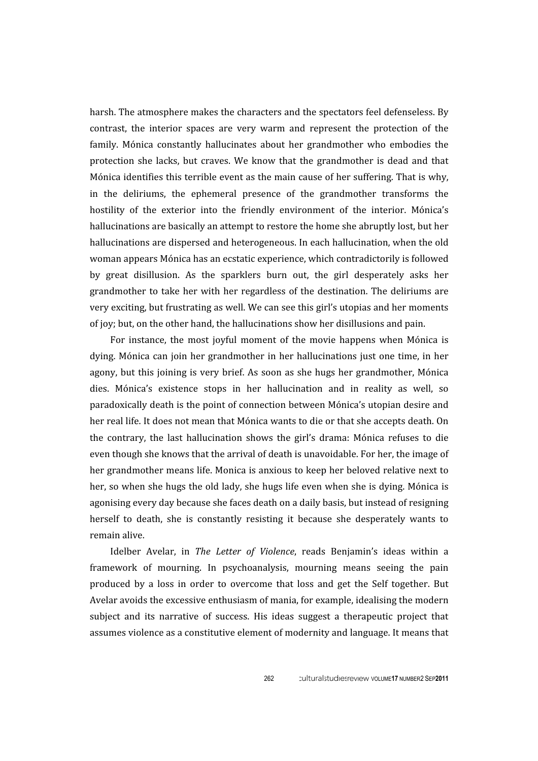harsh. The atmosphere makes the characters and the spectators feel defenseless. By contrast, the interior spaces are very warm and represent the protection of the family. Mónica constantly hallucinates about her grandmother who embodies the protection she lacks, but craves. We know that the grandmother is dead and that Mónica identifies this terrible event as the main cause of her suffering. That is why, in the deliriums, the ephemeral presence of the grandmother transforms the hostility of the exterior into the friendly environment of the interior. Mónica's hallucinations are basically an attempt to restore the home she abruptly lost, but her hallucinations are dispersed and heterogeneous. In each hallucination, when the old woman appears Mónica has an ecstatic experience, which contradictorily is followed by great disillusion. As the sparklers burn out, the girl desperately asks her grandmother to take her with her regardless of the destination. The deliriums are very exciting, but frustrating as well. We can see this girl's utopias and her moments of joy; but, on the other hand, the hallucinations show her disillusions and pain.

For instance, the most joyful moment of the movie happens when Mónica is dying. Mónica can join her grandmother in her hallucinations just one time, in her agony, but this joining is very brief. As soon as she hugs her grandmother, Mónica dies. Mónica's existence stops in her hallucination and in reality as well, so paradoxically death is the point of connection between Mónica's utopian desire and her real life. It does not mean that Mónica wants to die or that she accepts death. On the contrary, the last hallucination shows the girl's drama: Mónica refuses to die even though she knows that the arrival of death is unavoidable. For her, the image of her grandmother means life. Monica is anxious to keep her beloved relative next to her, so when she hugs the old lady, she hugs life even when she is dying. Mónica is agonising every day because she faces death on a daily basis, but instead of resigning herself to death, she is constantly resisting it because she desperately wants to remain alive.

Idelber Avelar, in *The Letter of Violence*, reads Benjamin's ideas within a framework of mourning. In psychoanalysis, mourning means seeing the pain produced by a loss in order to overcome that loss and get the Self together. But Avelar avoids the excessive enthusiasm of mania, for example, idealising the modern subject and its narrative of success. His ideas suggest a therapeutic project that assumes violence as a constitutive element of modernity and language. It means that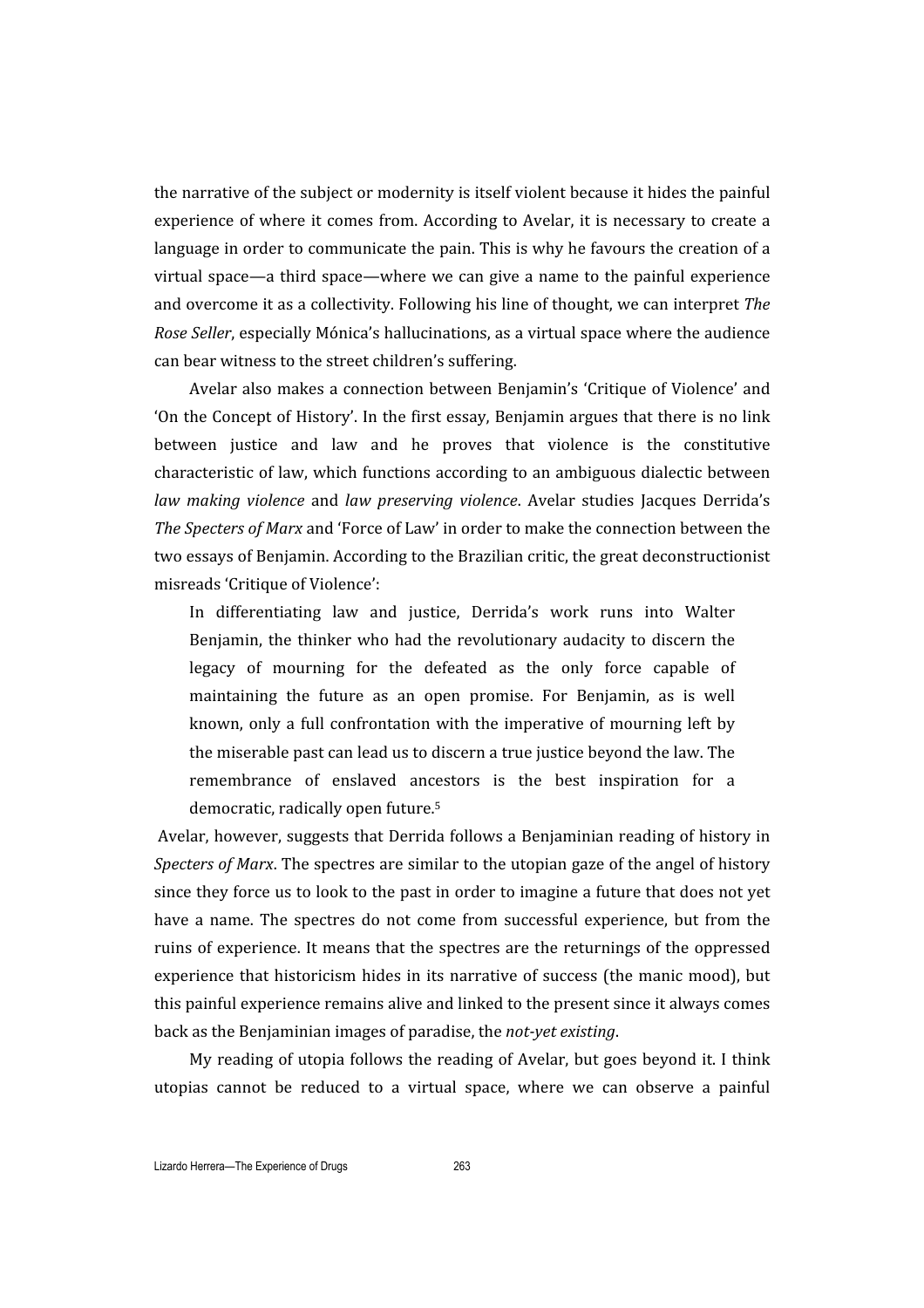the narrative of the subject or modernity is itself violent because it hides the painful experience of where it comes from. According to Avelar, it is necessary to create a language in order to communicate the pain. This is why he favours the creation of a virtual space—a third space—where we can give a name to the painful experience and overcome it as a collectivity. Following his line of thought, we can interpret *The Rose Seller*, especially Mónica's hallucinations, as a virtual space where the audience can bear witness to the street children's suffering.

Avelar also makes a connection between Benjamin's 'Critique of Violence' and 'On the Concept of History'. In the first essay, Benjamin argues that there is no link between justice and law and he proves that violence is the constitutive characteristic of law, which functions according to an ambiguous dialectic between *law making violence* and *law preserving violence*. Avelar studies Jacques Derrida's *The Specters of Marx* and 'Force of Law' in order to make the connection between the two essays of Benjamin. According to the Brazilian critic, the great deconstructionist misreads 'Critique of Violence':

> In differentiating law and justice, Derrida's work runs into Walter Benjamin, the thinker who had the revolutionary audacity to discern the legacy of mourning for the defeated as the only force capable of maintaining the future as an open promise. For Benjamin, as is well known, only a full confrontation with the imperative of mourning left by the miserable past can lead us to discern a true justice beyond the law. The remembrance of enslaved ancestors is the best inspiration for a democratic, radically open future.[5]

Avelar, however, suggests that Derrida follows a Benjaminian reading of history in *Specters of Marx*. The spectres are similar to the utopian gaze of the angel of history since they force us to look to the past in order to imagine a future that does not yet have a name. The spectres do not come from successful experience, but from the ruins of experience. It means that the spectres are the returnings of the oppressed experience that historicism hides in its narrative of success (the manic mood), but this painful experience remains alive and linked to the present since it always comes back as the Benjaminian images of paradise, the *not-yet existing*.

My reading of utopia follows the reading of Avelar, but goes beyond it. I think utopias cannot be reduced to a virtual space, where we can observe a painful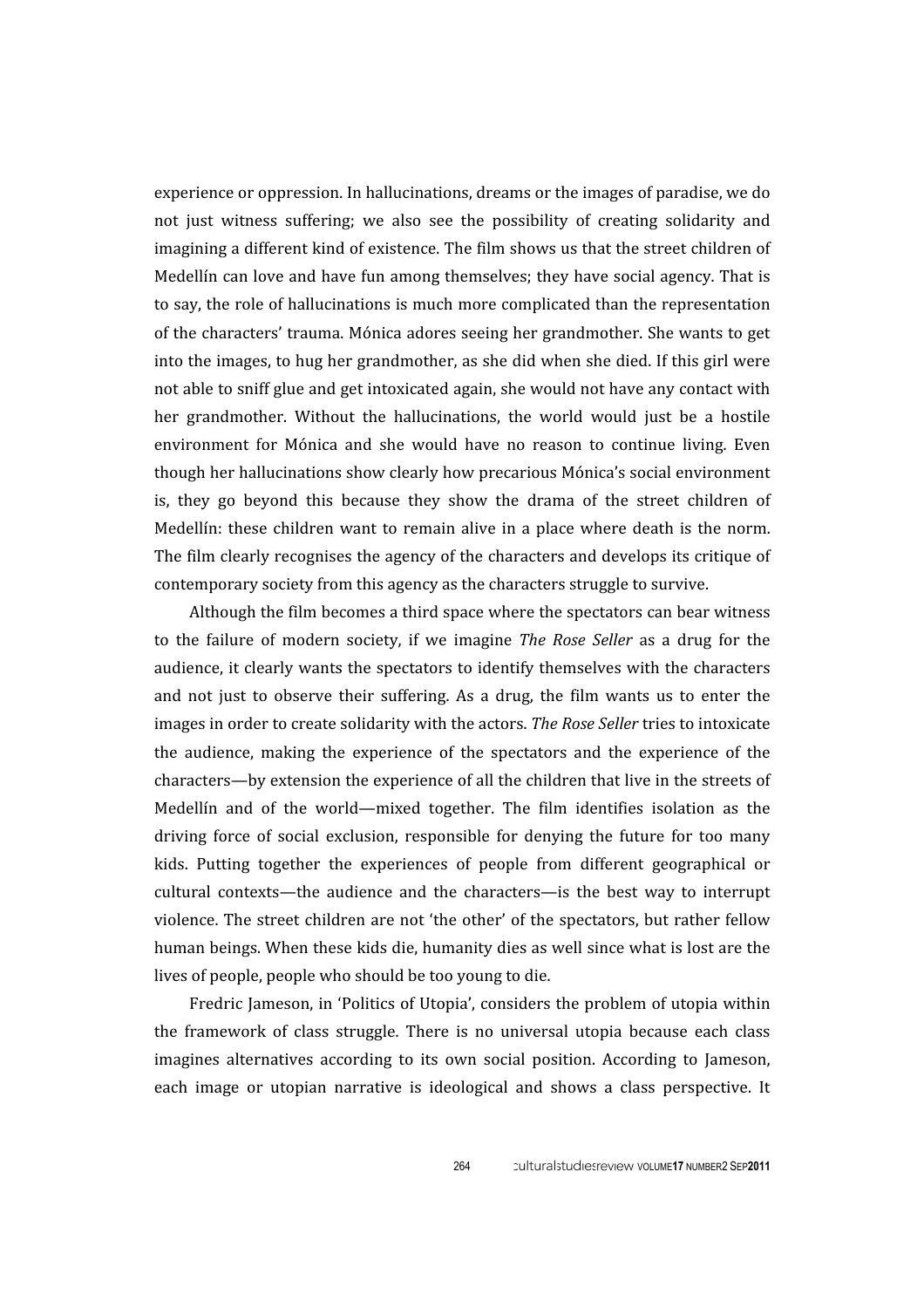experience or oppression. In hallucinations, dreams or the images of paradise, we do not just witness suffering; we also see the possibility of creating solidarity and imagining a different kind of existence. The film shows us that the street children of Medellín can love and have fun among themselves; they have social agency. That is to say, the role of hallucinations is much more complicated than the representation of the characters' trauma. Mónica adores seeing her grandmother. She wants to get into the images, to hug her grandmother, as she did when she died. If this girl were not able to sniff glue and get intoxicated again, she would not have any contact with her grandmother. Without the hallucinations, the world would just be a hostile environment for Mónica and she would have no reason to continue living. Even though her hallucinations show clearly how precarious Mónica's social environment is, they go beyond this because they show the drama of the street children of Medellín: these children want to remain alive in a place where death is the norm. The film clearly recognises the agency of the characters and develops its critique of contemporary society from this agency as the characters struggle to survive.

Although the film becomes a third space where the spectators can bear witness to the failure of modern society, if we imagine *The Rose Seller* as a drug for the audience, it clearly wants the spectators to identify themselves with the characters and not just to observe their suffering. As a drug, the film wants us to enter the images in order to create solidarity with the actors. *The Rose Seller* tries to intoxicate the audience, making the experience of the spectators and the experience of the characters—by extension the experience of all the children that live in the streets of Medellín and of the world—mixed together. The film identifies isolation as the driving force of social exclusion, responsible for denying the future for too many kids. Putting together the experiences of people from different geographical or cultural contexts—the audience and the characters—is the best way to interrupt violence. The street children are not 'the other' of the spectators, but rather fellow human beings. When these kids die, humanity dies as well since what is lost are the lives of people, people who should be too young to die.

Fredric Jameson, in 'Politics of Utopia', considers the problem of utopia within the framework of class struggle. There is no universal utopia because each class imagines alternatives according to its own social position. According to Jameson, each image or utopian narrative is ideological and shows a class perspective. It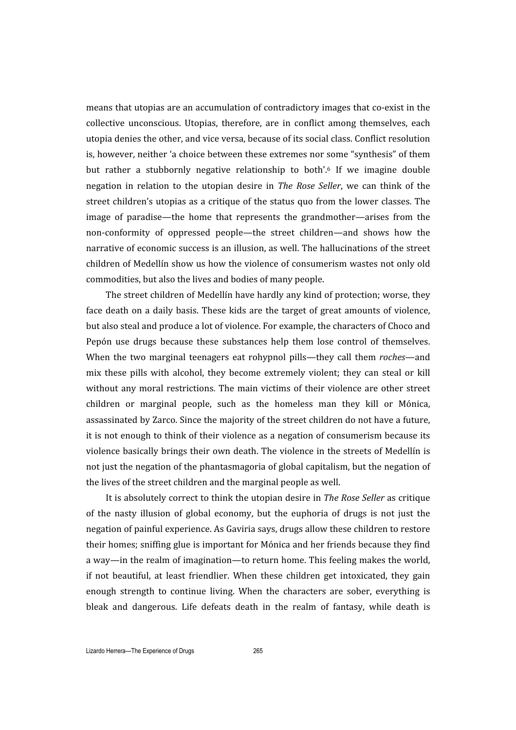means that utopias are an accumulation of contradictory images that co-exist in the collective unconscious. Utopias, therefore, are in conflict among themselves, each utopia denies the other, and vice versa, because of its social class. Conflict resolution is, however, neither 'a choice between these extremes nor some "synthesis" of them but rather a stubbornly negative relationship to both'.[6] If we imagine double negation in relation to the utopian desire in *The Rose Seller*, we can think of the street children's utopias as a critique of the status quo from the lower classes. The image of paradise—the home that represents the grandmother—arises from the non-conformity of oppressed people—the street children—and shows how the narrative of economic success is an illusion, as well. The hallucinations of the street children of Medellín show us how the violence of consumerism wastes not only old commodities, but also the lives and bodies of many people.

The street children of Medellín have hardly any kind of protection; worse, they face death on a daily basis. These kids are the target of great amounts of violence, but also steal and produce a lot of violence. For example, the characters of Choco and Pepón use drugs because these substances help them lose control of themselves. When the two marginal teenagers eat rohypnol pills—they call them *roches*—and mix these pills with alcohol, they become extremely violent; they can steal or kill without any moral restrictions. The main victims of their violence are other street children or marginal people, such as the homeless man they kill or Mónica, assassinated by Zarco. Since the majority of the street children do not have a future, it is not enough to think of their violence as a negation of consumerism because its violence basically brings their own death. The violence in the streets of Medellín is not just the negation of the phantasmagoria of global capitalism, but the negation of the lives of the street children and the marginal people as well.

It is absolutely correct to think the utopian desire in *The Rose Seller* as critique of the nasty illusion of global economy, but the euphoria of drugs is not just the negation of painful experience. As Gaviria says, drugs allow these children to restore their homes; sniffing glue is important for Mónica and her friends because they find a way—in the realm of imagination—to return home. This feeling makes the world, if not beautiful, at least friendlier. When these children get intoxicated, they gain enough strength to continue living. When the characters are sober, everything is bleak and dangerous. Life defeats death in the realm of fantasy, while death is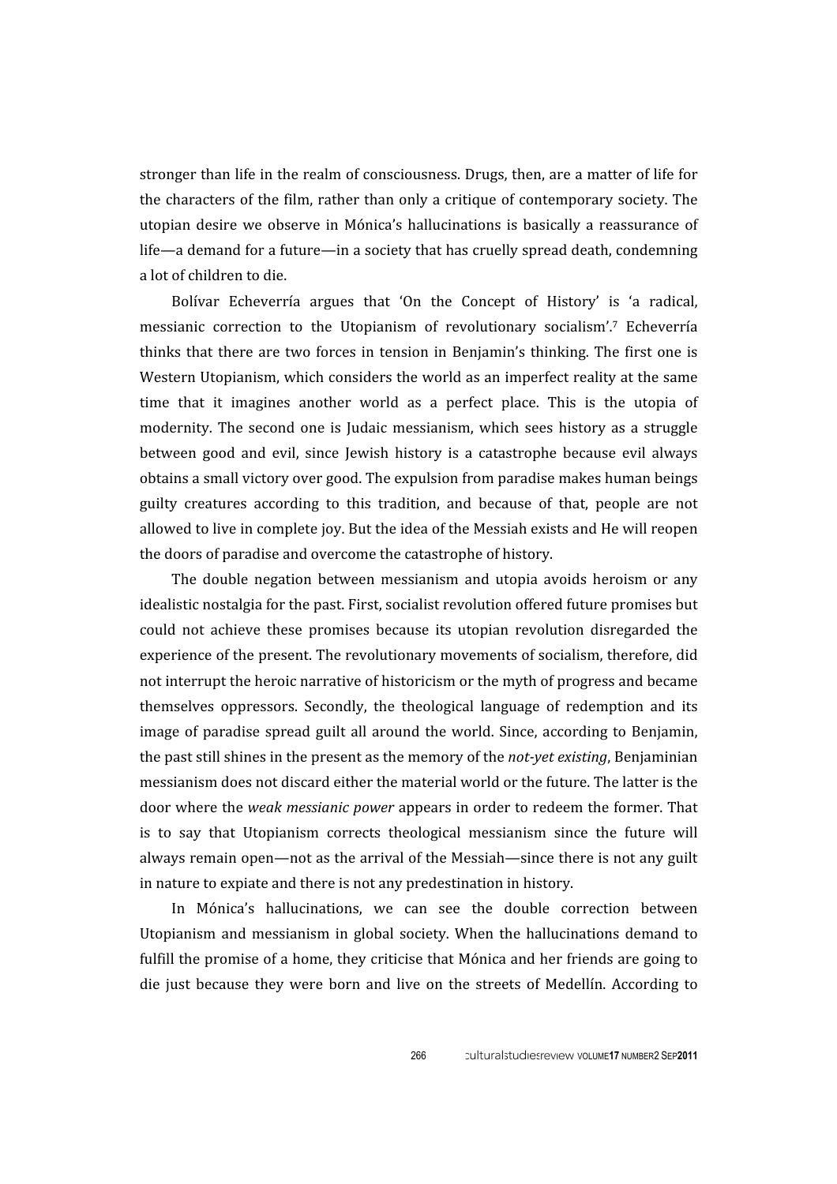stronger than life in the realm of consciousness. Drugs, then, are a matter of life for the characters of the film, rather than only a critique of contemporary society. The utopian desire we observe in Mónica's hallucinations is basically a reassurance of life—a demand for a future—in a society that has cruelly spread death, condemning a lot of children to die.

Bolívar Echeverría argues that 'On the Concept of History' is 'a radical, messianic correction to the Utopianism of revolutionary socialism'.[7] Echeverría thinks that there are two forces in tension in Benjamin's thinking. The first one is Western Utopianism, which considers the world as an imperfect reality at the same time that it imagines another world as a perfect place. This is the utopia of modernity. The second one is Judaic messianism, which sees history as a struggle between good and evil, since Jewish history is a catastrophe because evil always obtains a small victory over good. The expulsion from paradise makes human beings guilty creatures according to this tradition, and because of that, people are not allowed to live in complete joy. But the idea of the Messiah exists and He will reopen the doors of paradise and overcome the catastrophe of history.

The double negation between messianism and utopia avoids heroism or any idealistic nostalgia for the past. First, socialist revolution offered future promises but could not achieve these promises because its utopian revolution disregarded the experience of the present. The revolutionary movements of socialism, therefore, did not interrupt the heroic narrative of historicism or the myth of progress and became themselves oppressors. Secondly, the theological language of redemption and its image of paradise spread guilt all around the world. Since, according to Benjamin, the past still shines in the present as the memory of the *not-yet existing*, Benjaminian messianism does not discard either the material world or the future. The latter is the door where the *weak messianic power* appears in order to redeem the former. That is to say that Utopianism corrects theological messianism since the future will always remain open—not as the arrival of the Messiah—since there is not any guilt in nature to expiate and there is not any predestination in history.

In Mónica's hallucinations, we can see the double correction between Utopianism and messianism in global society. When the hallucinations demand to fulfill the promise of a home, they criticise that Mónica and her friends are going to die just because they were born and live on the streets of Medellín. According to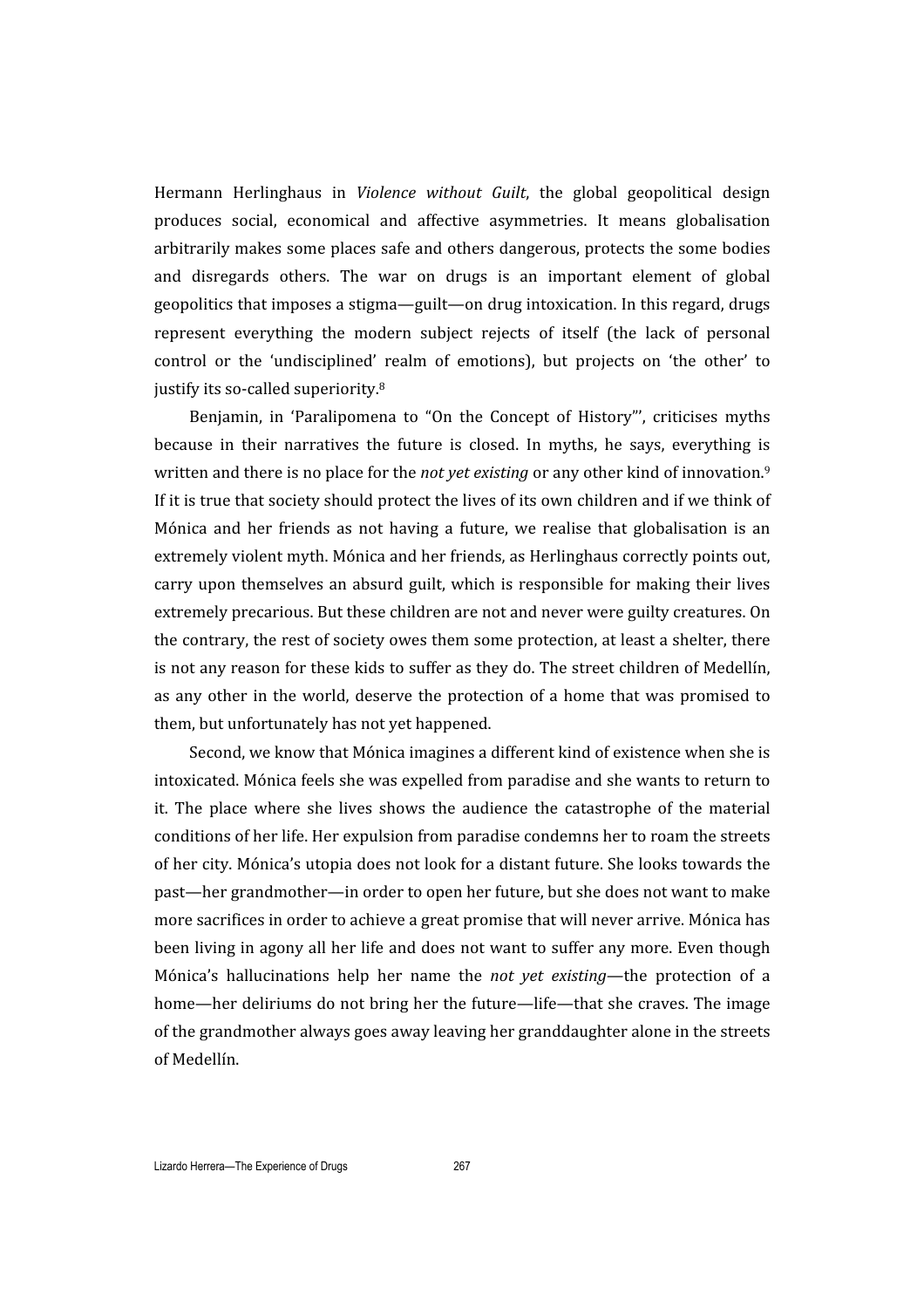Hermann Herlinghaus in *Violence without Guilt*, the global geopolitical design produces social, economical and affective asymmetries. It means globalisation arbitrarily makes some places safe and others dangerous, protects the some bodies and disregards others. The war on drugs is an important element of global geopolitics that imposes a stigma—guilt—on drug intoxication. In this regard, drugs represent everything the modern subject rejects of itself (the lack of personal control or the 'undisciplined' realm of emotions), but projects on 'the other' to justify its so-called superiority.[8]

Benjamin, in 'Paralipomena to "On the Concept of History"', criticises myths because in their narratives the future is closed. In myths, he says, everything is written and there is no place for the *not yet existing* or any other kind of innovation.[9] If it is true that society should protect the lives of its own children and if we think of Mónica and her friends as not having a future, we realise that globalisation is an extremely violent myth. Mónica and her friends, as Herlinghaus correctly points out, carry upon themselves an absurd guilt, which is responsible for making their lives extremely precarious. But these children are not and never were guilty creatures. On the contrary, the rest of society owes them some protection, at least a shelter, there is not any reason for these kids to suffer as they do. The street children of Medellín, as any other in the world, deserve the protection of a home that was promised to them, but unfortunately has not yet happened.

Second, we know that Mónica imagines a different kind of existence when she is intoxicated. Mónica feels she was expelled from paradise and she wants to return to it. The place where she lives shows the audience the catastrophe of the material conditions of her life. Her expulsion from paradise condemns her to roam the streets of her city. Mónica's utopia does not look for a distant future. She looks towards the past—her grandmother—in order to open her future, but she does not want to make more sacrifices in order to achieve a great promise that will never arrive. Mónica has been living in agony all her life and does not want to suffer any more. Even though Mónica's hallucinations help her name the *not yet existing*—the protection of a home—her deliriums do not bring her the future—life—that she craves. The image of the grandmother always goes away leaving her granddaughter alone in the streets of Medellín.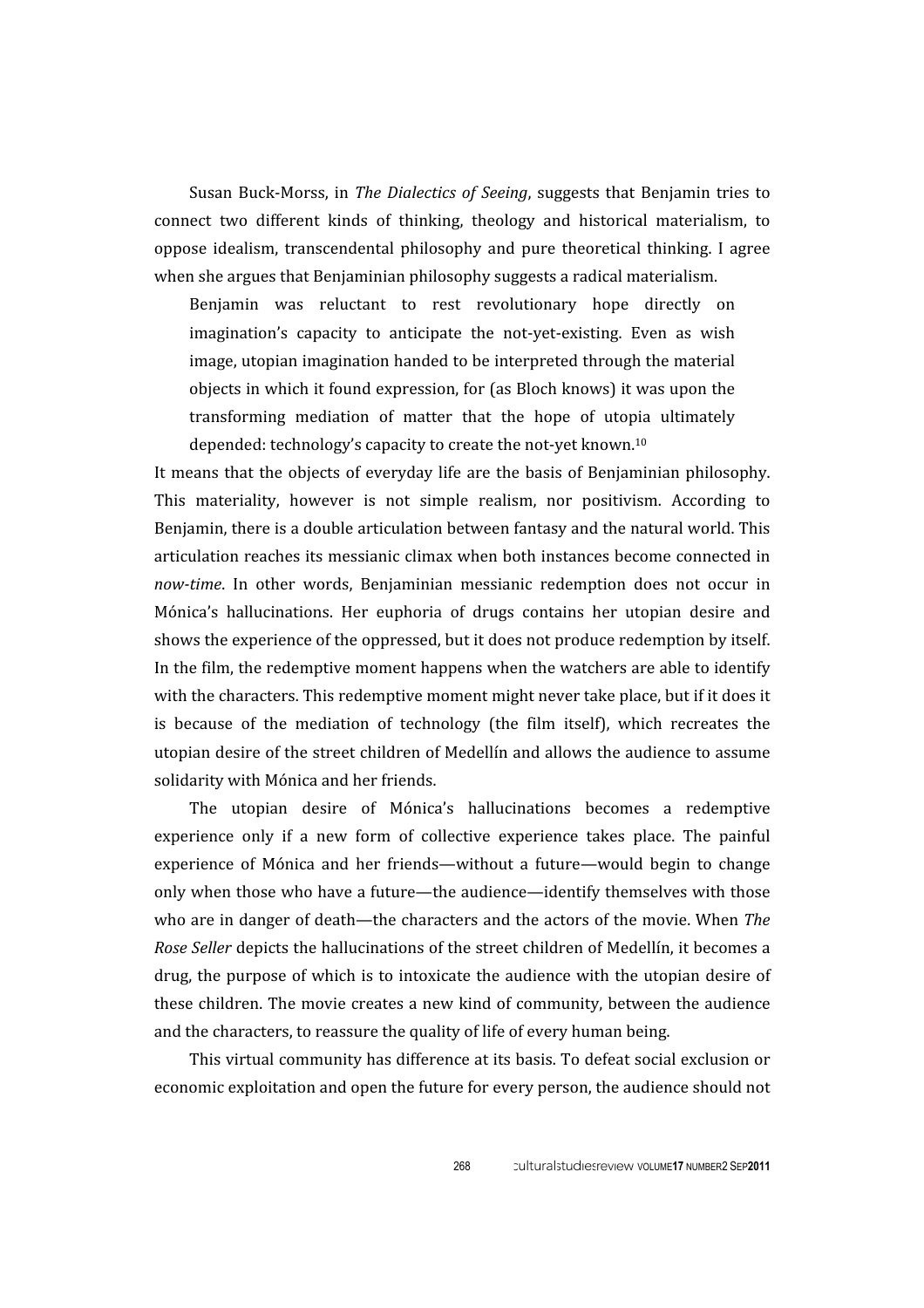Susan Buck-Morss, in *The Dialectics of Seeing*, suggests that Benjamin tries to connect two different kinds of thinking, theology and historical materialism, to oppose idealism, transcendental philosophy and pure theoretical thinking. I agree when she argues that Benjaminian philosophy suggests a radical materialism.

> Benjamin was reluctant to rest revolutionary hope directly on imagination's capacity to anticipate the not-yet-existing. Even as wish image, utopian imagination handed to be interpreted through the material objects in which it found expression, for (as Bloch knows) it was upon the transforming mediation of matter that the hope of utopia ultimately depended: technology's capacity to create the not-yet known.[10]

It means that the objects of everyday life are the basis of Benjaminian philosophy. This materiality, however is not simple realism, nor positivism. According to Benjamin, there is a double articulation between fantasy and the natural world. This articulation reaches its messianic climax when both instances become connected in *now-time*. In other words, Benjaminian messianic redemption does not occur in Mónica's hallucinations. Her euphoria of drugs contains her utopian desire and shows the experience of the oppressed, but it does not produce redemption by itself. In the film, the redemptive moment happens when the watchers are able to identify with the characters. This redemptive moment might never take place, but if it does it is because of the mediation of technology (the film itself), which recreates the utopian desire of the street children of Medellín and allows the audience to assume solidarity with Mónica and her friends.

The utopian desire of Mónica's hallucinations becomes a redemptive experience only if a new form of collective experience takes place. The painful experience of Mónica and her friends—without a future—would begin to change only when those who have a future—the audience—identify themselves with those who are in danger of death—the characters and the actors of the movie. When *The Rose Seller* depicts the hallucinations of the street children of Medellín, it becomes a drug, the purpose of which is to intoxicate the audience with the utopian desire of these children. The movie creates a new kind of community, between the audience and the characters, to reassure the quality of life of every human being.

This virtual community has difference at its basis. To defeat social exclusion or economic exploitation and open the future for every person, the audience should not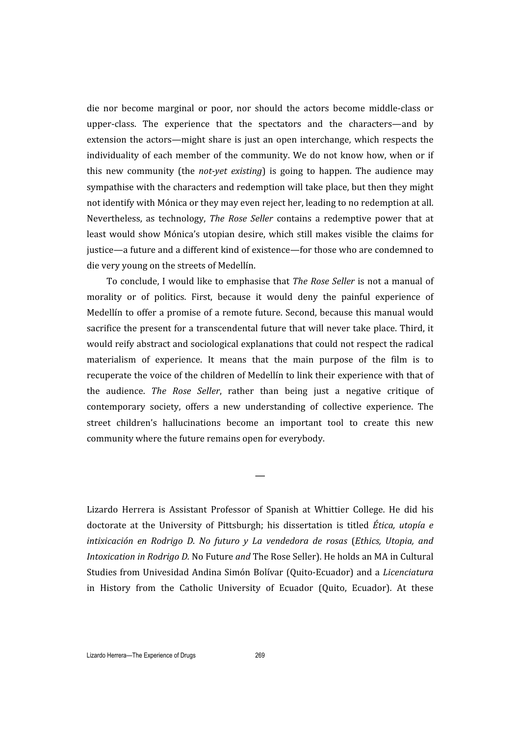die nor become marginal or poor, nor should the actors become middle-class or upper-class. The experience that the spectators and the characters—and by extension the actors—might share is just an open interchange, which respects the individuality of each member of the community. We do not know how, when or if this new community (the *not-yet existing*) is going to happen. The audience may sympathise with the characters and redemption will take place, but then they might not identify with Mónica or they may even reject her, leading to no redemption at all. Nevertheless, as technology, *The Rose Seller* contains a redemptive power that at least would show Mónica's utopian desire, which still makes visible the claims for justice—a future and a different kind of existence—for those who are condemned to die very young on the streets of Medellín.

To conclude, I would like to emphasise that *The Rose Seller* is not a manual of morality or of politics. First, because it would deny the painful experience of Medellín to offer a promise of a remote future. Second, because this manual would sacrifice the present for a transcendental future that will never take place. Third, it would reify abstract and sociological explanations that could not respect the radical materialism of experience. It means that the main purpose of the film is to recuperate the voice of the children of Medellín to link their experience with that of the audience. *The Rose Seller*, rather than being just a negative critique of contemporary society, offers a new understanding of collective experience. The street children's hallucinations become an important tool to create this new community where the future remains open for everybody.

—

Lizardo Herrera is Assistant Professor of Spanish at Whittier College. He did his doctorate at the University of Pittsburgh; his dissertation is titled *Ética, utopía e intixicación en Rodrigo D. No futuro y La vendedora de rosas* (*Ethics, Utopia, and Intoxication in Rodrigo D.* No Future *and* The Rose Seller). He holds an MA in Cultural Studies from Univesidad Andina Simón Bolívar (Quito-Ecuador) and a *Licenciatura* in History from the Catholic University of Ecuador (Quito, Ecuador). At these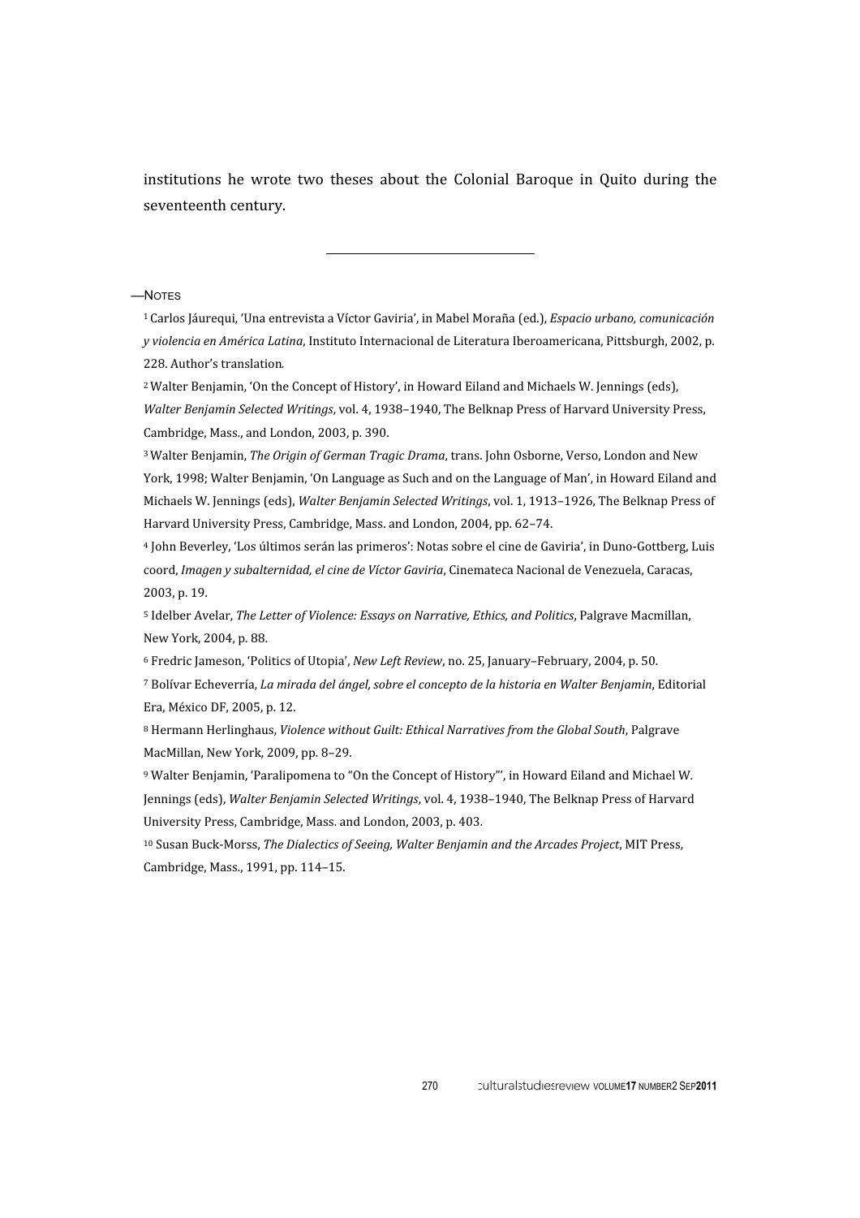institutions he wrote two theses about the Colonial Baroque in Quito during the seventeenth century.

---

—NOTES

[1] Carlos Jáurequi, 'Una entrevista a Víctor Gaviria', in Mabel Moraña (ed.), *Espacio urbano, comunicación y violencia en América Latina*, Instituto Internacional de Literatura Iberoamericana, Pittsburgh, 2002, p. 228. Author's translation.

[2] Walter Benjamin, 'On the Concept of History', in Howard Eiland and Michaels W. Jennings (eds), *Walter Benjamin Selected Writings*, vol. 4, 1938–1940, The Belknap Press of Harvard University Press, Cambridge, Mass., and London, 2003, p. 390.

[3] Walter Benjamin, *The Origin of German Tragic Drama*, trans. John Osborne, Verso, London and New York, 1998; Walter Benjamin, 'On Language as Such and on the Language of Man', in Howard Eiland and Michaels W. Jennings (eds), *Walter Benjamin Selected Writings*, vol. 1, 1913–1926, The Belknap Press of Harvard University Press, Cambridge, Mass. and London, 2004, pp. 62–74.

[4] John Beverley, 'Los últimos serán las primeros': Notas sobre el cine de Gaviria', in Duno-Gottberg, Luis coord, *Imagen y subalternidad, el cine de Víctor Gaviria*, Cinemateca Nacional de Venezuela, Caracas, 2003, p. 19.

[5] Idelber Avelar, *The Letter of Violence: Essays on Narrative, Ethics, and Politics*, Palgrave Macmillan, New York, 2004, p. 88.

[6] Fredric Jameson, 'Politics of Utopia', *New Left Review*, no. 25, January–February, 2004, p. 50.

[7] Bolívar Echeverría, *La mirada del ángel, sobre el concepto de la historia en Walter Benjamin*, Editorial Era, México DF, 2005, p. 12.

[8] Hermann Herlinghaus, *Violence without Guilt: Ethical Narratives from the Global South*, Palgrave MacMillan, New York, 2009, pp. 8–29.

[9] Walter Benjamin, 'Paralipomena to "On the Concept of History"', in Howard Eiland and Michael W. Jennings (eds), *Walter Benjamin Selected Writings*, vol. 4, 1938–1940, The Belknap Press of Harvard University Press, Cambridge, Mass. and London, 2003, p. 403.

[10] Susan Buck-Morss, *The Dialectics of Seeing, Walter Benjamin and the Arcades Project*, MIT Press, Cambridge, Mass., 1991, pp. 114–15.